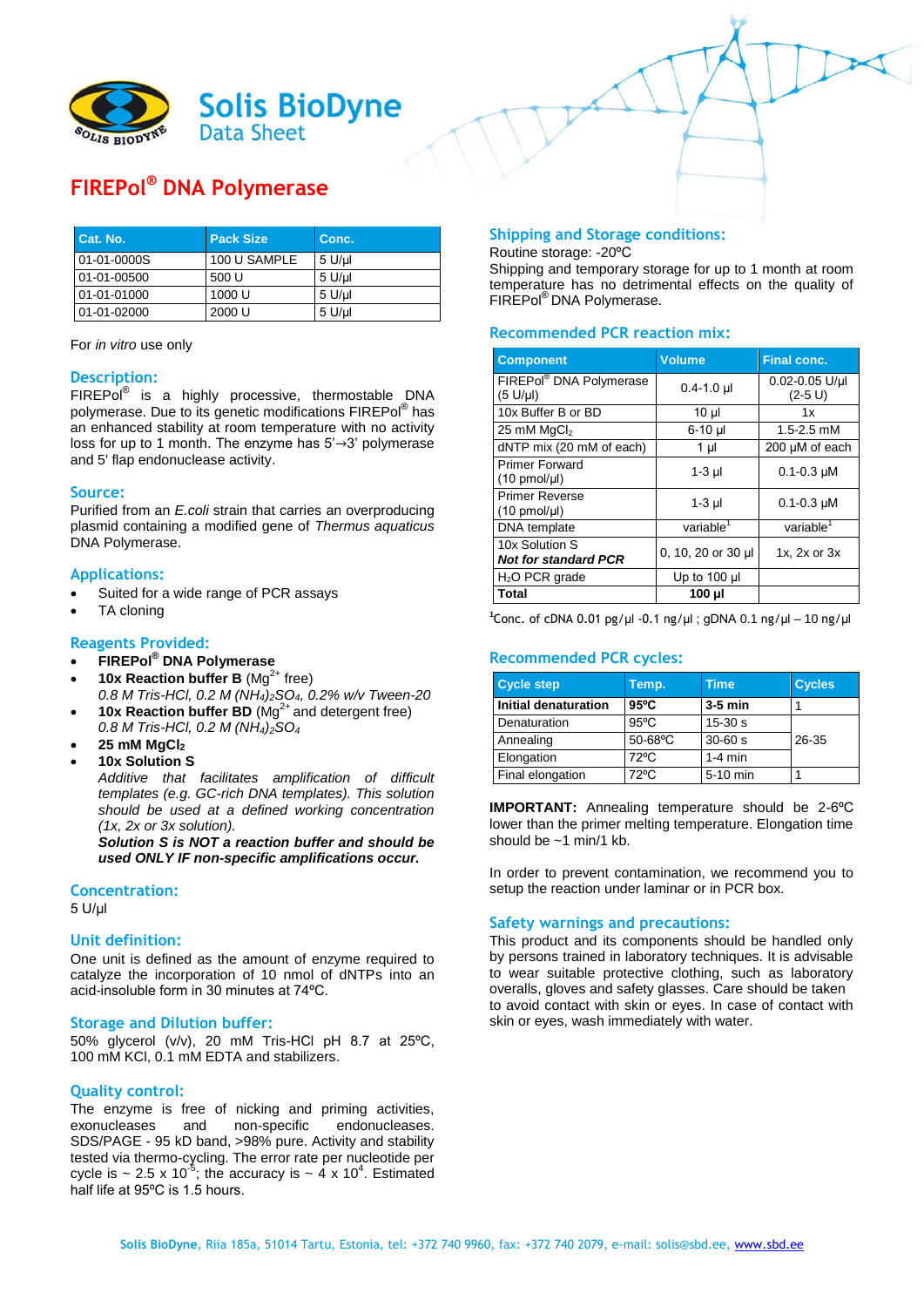Solis BioDyne
Data Sheet

# FIREPol® DNA Polymerase

| Cat. No. | Pack Size | Conc. |
|---|---|---|
| 01-01-0000S | 100 U SAMPLE | 5 U/µl |
| 01-01-00500 | 500 U | 5 U/µl |
| 01-01-01000 | 1000 U | 5 U/µl |
| 01-01-02000 | 2000 U | 5 U/µl |

For *in vitro* use only

## Description:

FIREPol® is a highly processive, thermostable DNA polymerase. Due to its genetic modifications FIREPol® has an enhanced stability at room temperature with no activity loss for up to 1 month. The enzyme has 5'→3' polymerase and 5' flap endonuclease activity.

## Source:

Purified from an *E.coli* strain that carries an overproducing plasmid containing a modified gene of *Thermus aquaticus* DNA Polymerase.

## Applications:

- Suited for a wide range of PCR assays
- TA cloning

## Reagents Provided:

- **FIREPol® DNA Polymerase**
- **10x Reaction buffer B** ($Mg^{2+}$ free)
  *0.8 M Tris-HCl, 0.2 M $(NH_4)_2SO_4$, 0.2% w/v Tween-20*
- **10x Reaction buffer BD** ($Mg^{2+}$ and detergent free)
  *0.8 M Tris-HCl, 0.2 M $(NH_4)_2SO_4$*
- **25 mM $MgCl_2$**
- **10x Solution S**
  *Additive that facilitates amplification of difficult templates (e.g. GC-rich DNA templates). This solution should be used at a defined working concentration (1x, 2x or 3x solution).*
  ***Solution S is NOT a reaction buffer and should be used ONLY IF non-specific amplifications occur.***

## Concentration:

5 U/µl

## Unit definition:

One unit is defined as the amount of enzyme required to catalyze the incorporation of 10 nmol of dNTPs into an acid-insoluble form in 30 minutes at 74ºC.

## Storage and Dilution buffer:

50% glycerol (v/v), 20 mM Tris-HCl pH 8.7 at 25ºC, 100 mM KCl, 0.1 mM EDTA and stabilizers.

## Quality control:

The enzyme is free of nicking and priming activities, exonucleases and non-specific endonucleases. SDS/PAGE - 95 kD band, >98% pure. Activity and stability tested via thermo-cycling. The error rate per nucleotide per cycle is ~ $2.5 \times 10^{-5}$; the accuracy is ~ $4 \times 10^{4}$. Estimated half life at 95ºC is 1.5 hours.

## Shipping and Storage conditions:

Routine storage: -20ºC
Shipping and temporary storage for up to 1 month at room temperature has no detrimental effects on the quality of FIREPol® DNA Polymerase.

## Recommended PCR reaction mix:

| Component | Volume | Final conc. |
|---|---|---|
| FIREPol® DNA Polymerase (5 U/µl) | 0.4-1.0 µl | 0.02-0.05 U/µl (2-5 U) |
| 10x Buffer B or BD | 10 µl | 1x |
| 25 mM $MgCl_2$ | 6-10 µl | 1.5-2.5 mM |
| dNTP mix (20 mM of each) | 1 µl | 200 µM of each |
| Primer Forward (10 pmol/µl) | 1-3 µl | 0.1-0.3 µM |
| Primer Reverse (10 pmol/µl) | 1-3 µl | 0.1-0.3 µM |
| DNA template | variable[1] | variable[1] |
| 10x Solution S ***Not for standard PCR*** | 0, 10, 20 or 30 µl | 1x, 2x or 3x |
| $H_2O$ PCR grade | Up to 100 µl | |
| **Total** | **100 µl** | |

[1]Conc. of cDNA 0.01 pg/µl -0.1 ng/µl ; gDNA 0.1 ng/µl – 10 ng/µl

## Recommended PCR cycles:

| Cycle step | Temp. | Time | Cycles |
|---|---|---|---|
| **Initial denaturation** | **95ºC** | **3-5 min** | 1 |
| Denaturation | 95ºC | 15-30 s | 26-35 |
| Annealing | 50-68ºC | 30-60 s | |
| Elongation | 72ºC | 1-4 min | |
| Final elongation | 72ºC | 5-10 min | 1 |

**IMPORTANT:** Annealing temperature should be 2-6ºC lower than the primer melting temperature. Elongation time should be ~1 min/1 kb.

In order to prevent contamination, we recommend you to setup the reaction under laminar or in PCR box.

## Safety warnings and precautions:

This product and its components should be handled only by persons trained in laboratory techniques. It is advisable to wear suitable protective clothing, such as laboratory overalls, gloves and safety glasses. Care should be taken to avoid contact with skin or eyes. In case of contact with skin or eyes, wash immediately with water.

**Solis BioDyne**, Riia 185a, 51014 Tartu, Estonia, tel: +372 740 9960, fax: +372 740 2079, e-mail: solis@sbd.ee, www.sbd.ee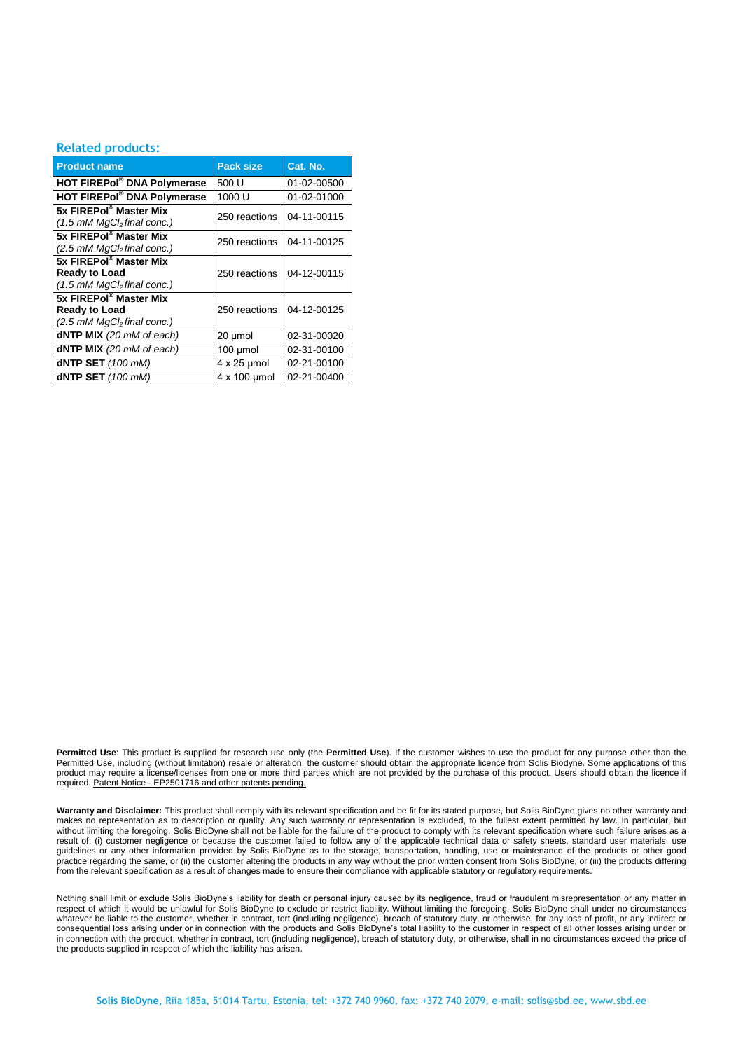## Related products:

| Product name | Pack size | Cat. No. |
|---|---|---|
| **HOT FIREPol® DNA Polymerase** | 500 U | 01-02-00500 |
| **HOT FIREPol® DNA Polymerase** | 1000 U | 01-02-01000 |
| **5x FIREPol® Master Mix** *(1.5 mM $MgCl_2$ final conc.)* | 250 reactions | 04-11-00115 |
| **5x FIREPol® Master Mix** *(2.5 mM $MgCl_2$ final conc.)* | 250 reactions | 04-11-00125 |
| **5x FIREPol® Master Mix Ready to Load** *(1.5 mM $MgCl_2$ final conc.)* | 250 reactions | 04-12-00115 |
| **5x FIREPol® Master Mix Ready to Load** *(2.5 mM $MgCl_2$ final conc.)* | 250 reactions | 04-12-00125 |
| **dNTP MIX** *(20 mM of each)* | 20 µmol | 02-31-00020 |
| **dNTP MIX** *(20 mM of each)* | 100 µmol | 02-31-00100 |
| **dNTP SET** *(100 mM)* | 4 x 25 µmol | 02-21-00100 |
| **dNTP SET** *(100 mM)* | 4 x 100 µmol | 02-21-00400 |

**Permitted Use**: This product is supplied for research use only (the **Permitted Use**). If the customer wishes to use the product for any purpose other than the Permitted Use, including (without limitation) resale or alteration, the customer should obtain the appropriate licence from Solis Biodyne. Some applications of this product may require a license/licenses from one or more third parties which are not provided by the purchase of this product. Users should obtain the licence if required. Patent Notice - EP2501716 and other patents pending.

**Warranty and Disclaimer:** This product shall comply with its relevant specification and be fit for its stated purpose, but Solis BioDyne gives no other warranty and makes no representation as to description or quality. Any such warranty or representation is excluded, to the fullest extent permitted by law. In particular, but without limiting the foregoing, Solis BioDyne shall not be liable for the failure of the product to comply with its relevant specification where such failure arises as a result of: (i) customer negligence or because the customer failed to follow any of the applicable technical data or safety sheets, standard user materials, use guidelines or any other information provided by Solis BioDyne as to the storage, transportation, handling, use or maintenance of the products or other good practice regarding the same, or (ii) the customer altering the products in any way without the prior written consent from Solis BioDyne, or (iii) the products differing from the relevant specification as a result of changes made to ensure their compliance with applicable statutory or regulatory requirements.

Nothing shall limit or exclude Solis BioDyne's liability for death or personal injury caused by its negligence, fraud or fraudulent misrepresentation or any matter in respect of which it would be unlawful for Solis BioDyne to exclude or restrict liability. Without limiting the foregoing, Solis BioDyne shall under no circumstances whatever be liable to the customer, whether in contract, tort (including negligence), breach of statutory duty, or otherwise, for any loss of profit, or any indirect or consequential loss arising under or in connection with the products and Solis BioDyne's total liability to the customer in respect of all other losses arising under or in connection with the product, whether in contract, tort (including negligence), breach of statutory duty, or otherwise, shall in no circumstances exceed the price of the products supplied in respect of which the liability has arisen.

**Solis BioDyne,** Riia 185a, 51014 Tartu, Estonia, tel: +372 740 9960, fax: +372 740 2079, e-mail: solis@sbd.ee, www.sbd.ee